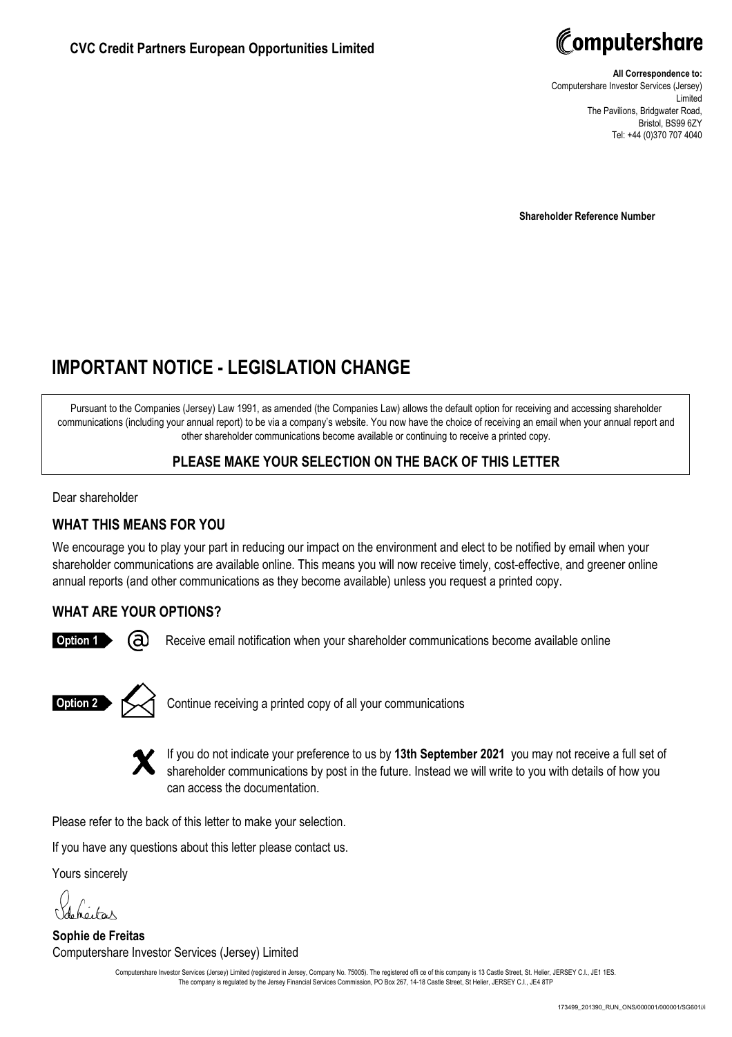**CVC Credit Partners European Opportunities Limited**

Computershare

**All Correspondence to:**
Computershare Investor Services (Jersey) Limited
The Pavilions, Bridgwater Road,
Bristol, BS99 6ZY
Tel: +44 (0)370 707 4040

**Shareholder Reference Number**

# IMPORTANT NOTICE - LEGISLATION CHANGE

Pursuant to the Companies (Jersey) Law 1991, as amended (the Companies Law) allows the default option for receiving and accessing shareholder communications (including your annual report) to be via a company's website. You now have the choice of receiving an email when your annual report and other shareholder communications become available or continuing to receive a printed copy.

### PLEASE MAKE YOUR SELECTION ON THE BACK OF THIS LETTER

Dear shareholder

## WHAT THIS MEANS FOR YOU

We encourage you to play your part in reducing our impact on the environment and elect to be notified by email when your shareholder communications are available online. This means you will now receive timely, cost-effective, and greener online annual reports (and other communications as they become available) unless you request a printed copy.

## WHAT ARE YOUR OPTIONS?

**Option 1** @ Receive email notification when your shareholder communications become available online

**Option 2** Continue receiving a printed copy of all your communications

If you do not indicate your preference to us by **13th September 2021** you may not receive a full set of shareholder communications by post in the future. Instead we will write to you with details of how you can access the documentation.

Please refer to the back of this letter to make your selection.

If you have any questions about this letter please contact us.

Yours sincerely

**Sophie de Freitas**
Computershare Investor Services (Jersey) Limited

Computershare Investor Services (Jersey) Limited (registered in Jersey, Company No. 75005). The registered offi ce of this company is 13 Castle Street, St. Helier, JERSEY C.I., JE1 1ES. The company is regulated by the Jersey Financial Services Commission, PO Box 267, 14-18 Castle Street, St Helier, JERSEY C.I., JE4 8TP

173499_201390_RUN_ONS/000001/000001/SG601//i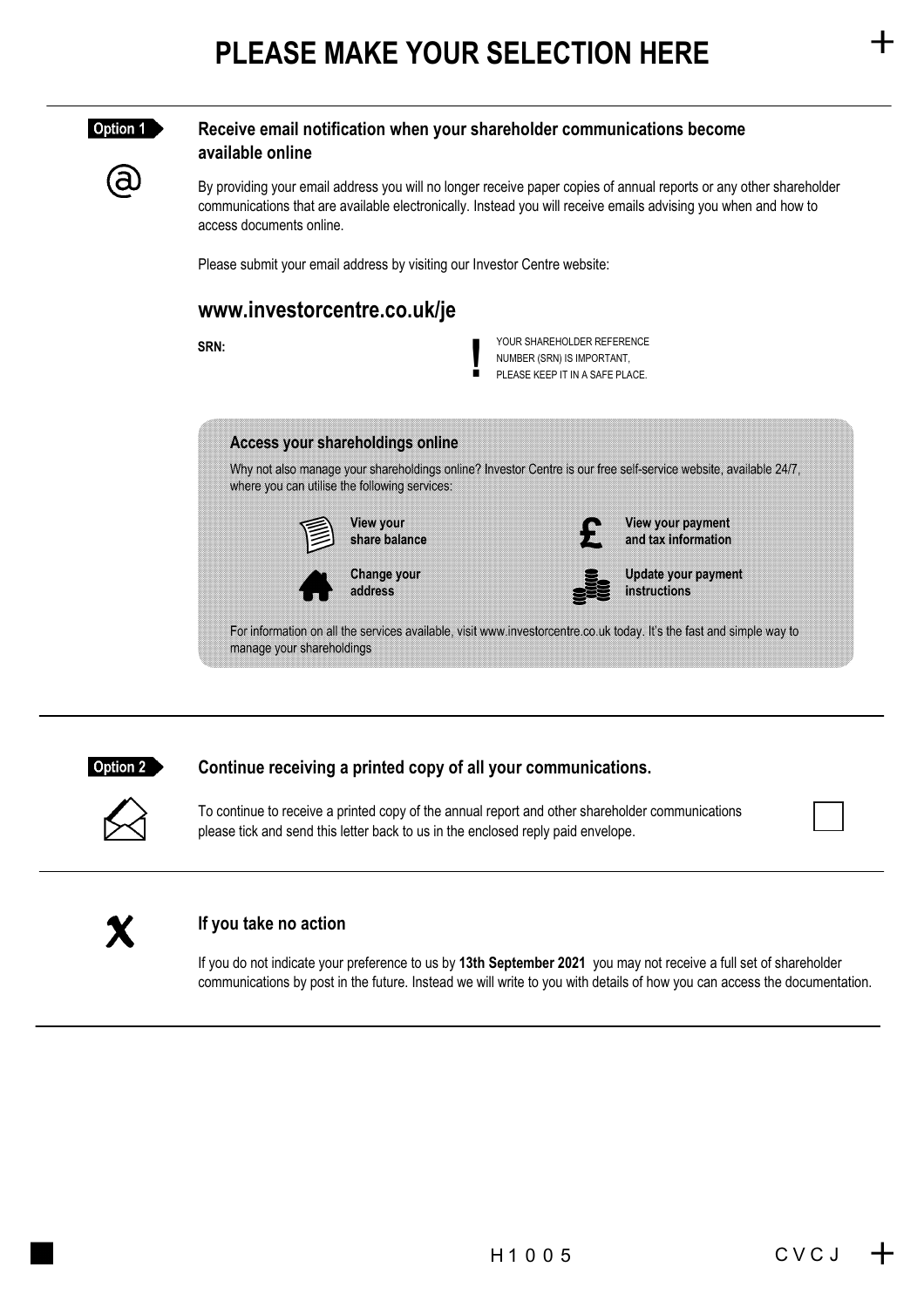# PLEASE MAKE YOUR SELECTION HERE

**Option 1**

## Receive email notification when your shareholder communications become available online

By providing your email address you will no longer receive paper copies of annual reports or any other shareholder communications that are available electronically. Instead you will receive emails advising you when and how to access documents online.

Please submit your email address by visiting our Investor Centre website:

## www.investorcentre.co.uk/je

**SRN:**

YOUR SHAREHOLDER REFERENCE NUMBER (SRN) IS IMPORTANT, PLEASE KEEP IT IN A SAFE PLACE.

### Access your shareholdings online

Why not also manage your shareholdings online? Investor Centre is our free self-service website, available 24/7, where you can utilise the following services:

- **View your share balance**
- **View your payment and tax information**
- **Change your address**
- **Update your payment instructions**

For information on all the services available, visit www.investorcentre.co.uk today. It's the fast and simple way to manage your shareholdings

**Option 2**

## Continue receiving a printed copy of all your communications.

To continue to receive a printed copy of the annual report and other shareholder communications please tick and send this letter back to us in the enclosed reply paid envelope. ☐

## If you take no action

If you do not indicate your preference to us by **13th September 2021** you may not receive a full set of shareholder communications by post in the future. Instead we will write to you with details of how you can access the documentation.

H1005 CVCJ